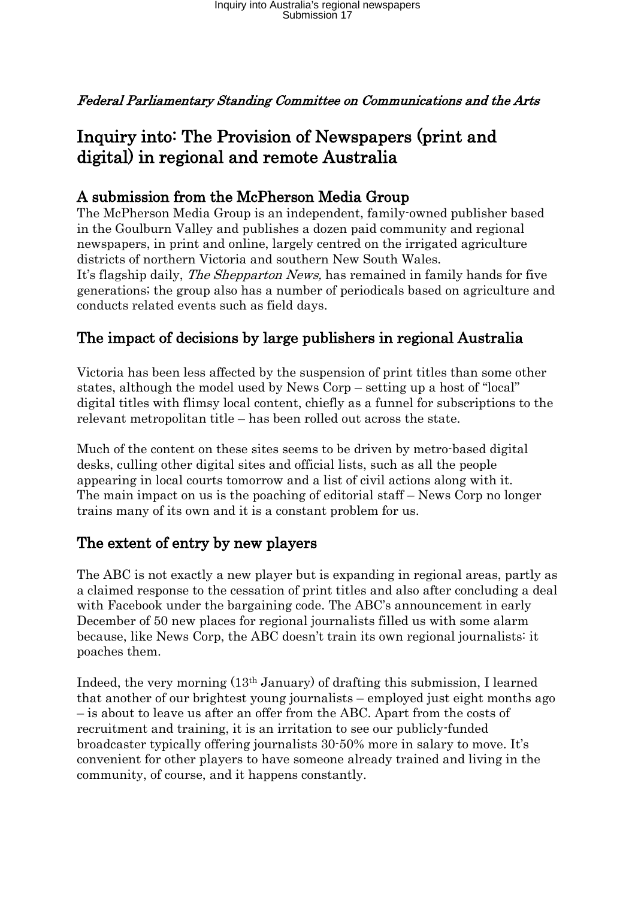*Federal Parliamentary Standing Committee on Communications and the Arts*

# Inquiry into: The Provision of Newspapers (print and digital) in regional and remote Australia

## A submission from the McPherson Media Group

The McPherson Media Group is an independent, family-owned publisher based in the Goulburn Valley and publishes a dozen paid community and regional newspapers, in print and online, largely centred on the irrigated agriculture districts of northern Victoria and southern New South Wales.
It's flagship daily, *The Shepparton News,* has remained in family hands for five generations; the group also has a number of periodicals based on agriculture and conducts related events such as field days.

## The impact of decisions by large publishers in regional Australia

Victoria has been less affected by the suspension of print titles than some other states, although the model used by News Corp – setting up a host of "local" digital titles with flimsy local content, chiefly as a funnel for subscriptions to the relevant metropolitan title – has been rolled out across the state.

Much of the content on these sites seems to be driven by metro-based digital desks, culling other digital sites and official lists, such as all the people appearing in local courts tomorrow and a list of civil actions along with it.
The main impact on us is the poaching of editorial staff – News Corp no longer trains many of its own and it is a constant problem for us.

## The extent of entry by new players

The ABC is not exactly a new player but is expanding in regional areas, partly as a claimed response to the cessation of print titles and also after concluding a deal with Facebook under the bargaining code. The ABC's announcement in early December of 50 new places for regional journalists filled us with some alarm because, like News Corp, the ABC doesn't train its own regional journalists: it poaches them.

Indeed, the very morning (13th January) of drafting this submission, I learned that another of our brightest young journalists – employed just eight months ago – is about to leave us after an offer from the ABC. Apart from the costs of recruitment and training, it is an irritation to see our publicly-funded broadcaster typically offering journalists 30-50% more in salary to move. It's convenient for other players to have someone already trained and living in the community, of course, and it happens constantly.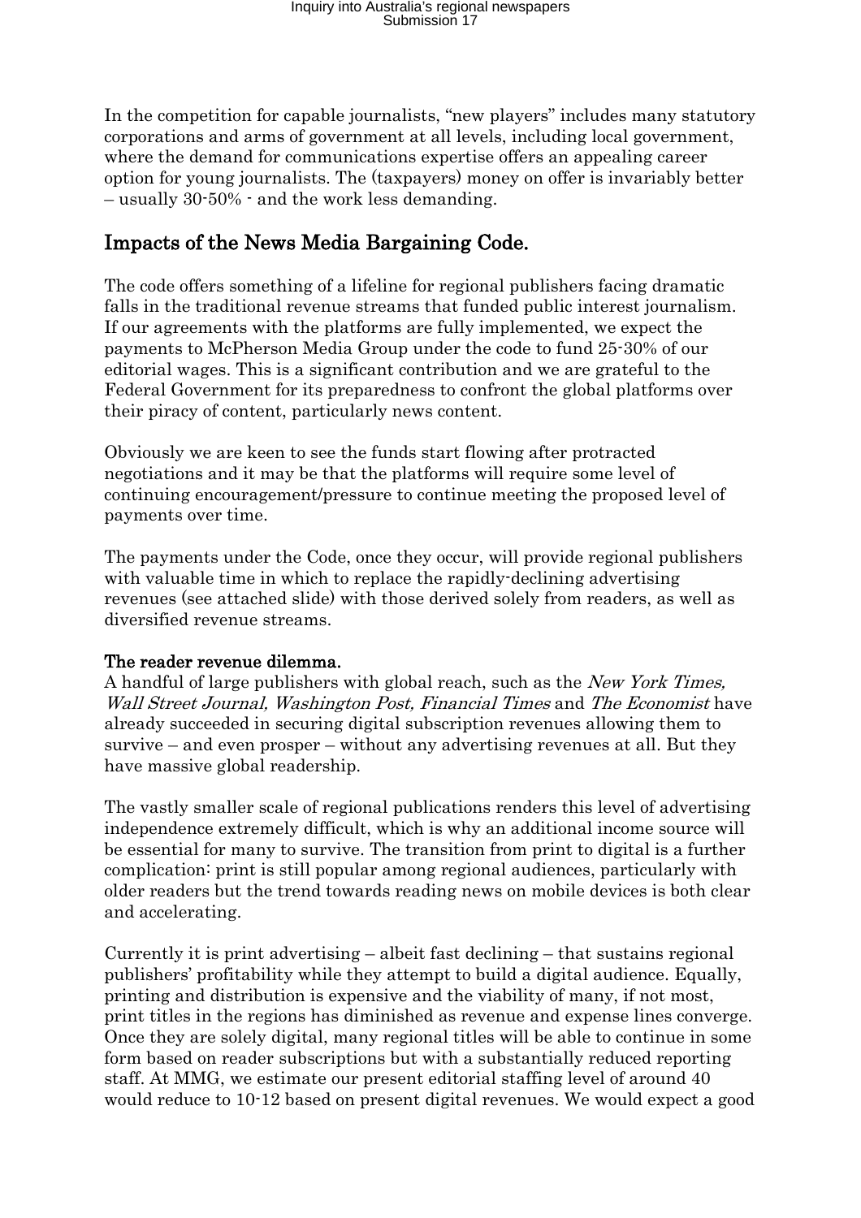In the competition for capable journalists, "new players" includes many statutory corporations and arms of government at all levels, including local government, where the demand for communications expertise offers an appealing career option for young journalists. The (taxpayers) money on offer is invariably better – usually 30-50% - and the work less demanding.

## Impacts of the News Media Bargaining Code.

The code offers something of a lifeline for regional publishers facing dramatic falls in the traditional revenue streams that funded public interest journalism. If our agreements with the platforms are fully implemented, we expect the payments to McPherson Media Group under the code to fund 25-30% of our editorial wages. This is a significant contribution and we are grateful to the Federal Government for its preparedness to confront the global platforms over their piracy of content, particularly news content.

Obviously we are keen to see the funds start flowing after protracted negotiations and it may be that the platforms will require some level of continuing encouragement/pressure to continue meeting the proposed level of payments over time.

The payments under the Code, once they occur, will provide regional publishers with valuable time in which to replace the rapidly-declining advertising revenues (see attached slide) with those derived solely from readers, as well as diversified revenue streams.

### The reader revenue dilemma.

A handful of large publishers with global reach, such as the *New York Times, Wall Street Journal, Washington Post, Financial Times* and *The Economist* have already succeeded in securing digital subscription revenues allowing them to survive – and even prosper – without any advertising revenues at all. But they have massive global readership.

The vastly smaller scale of regional publications renders this level of advertising independence extremely difficult, which is why an additional income source will be essential for many to survive. The transition from print to digital is a further complication: print is still popular among regional audiences, particularly with older readers but the trend towards reading news on mobile devices is both clear and accelerating.

Currently it is print advertising – albeit fast declining – that sustains regional publishers' profitability while they attempt to build a digital audience. Equally, printing and distribution is expensive and the viability of many, if not most, print titles in the regions has diminished as revenue and expense lines converge. Once they are solely digital, many regional titles will be able to continue in some form based on reader subscriptions but with a substantially reduced reporting staff. At MMG, we estimate our present editorial staffing level of around 40 would reduce to 10-12 based on present digital revenues. We would expect a good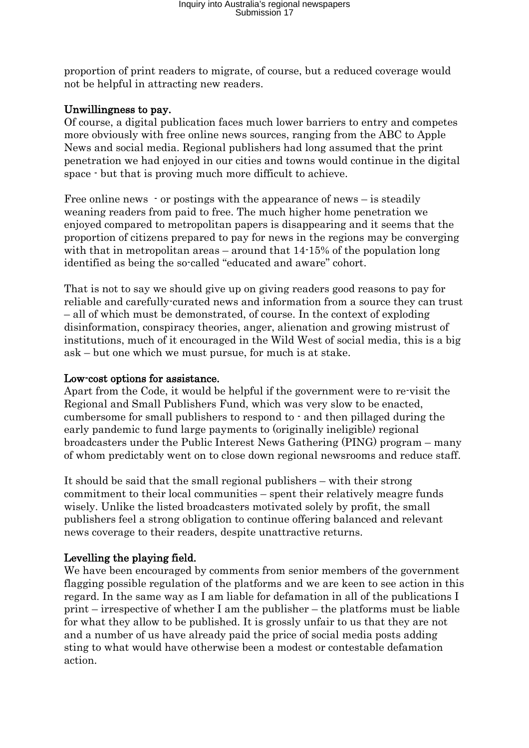proportion of print readers to migrate, of course, but a reduced coverage would not be helpful in attracting new readers.

**Unwillingness to pay.**

Of course, a digital publication faces much lower barriers to entry and competes more obviously with free online news sources, ranging from the ABC to Apple News and social media. Regional publishers had long assumed that the print penetration we had enjoyed in our cities and towns would continue in the digital space - but that is proving much more difficult to achieve.

Free online news - or postings with the appearance of news – is steadily weaning readers from paid to free. The much higher home penetration we enjoyed compared to metropolitan papers is disappearing and it seems that the proportion of citizens prepared to pay for news in the regions may be converging with that in metropolitan areas – around that 14-15% of the population long identified as being the so-called "educated and aware" cohort.

That is not to say we should give up on giving readers good reasons to pay for reliable and carefully-curated news and information from a source they can trust – all of which must be demonstrated, of course. In the context of exploding disinformation, conspiracy theories, anger, alienation and growing mistrust of institutions, much of it encouraged in the Wild West of social media, this is a big ask – but one which we must pursue, for much is at stake.

**Low-cost options for assistance.**

Apart from the Code, it would be helpful if the government were to re-visit the Regional and Small Publishers Fund, which was very slow to be enacted, cumbersome for small publishers to respond to - and then pillaged during the early pandemic to fund large payments to (originally ineligible) regional broadcasters under the Public Interest News Gathering (PING) program – many of whom predictably went on to close down regional newsrooms and reduce staff.

It should be said that the small regional publishers – with their strong commitment to their local communities – spent their relatively meagre funds wisely. Unlike the listed broadcasters motivated solely by profit, the small publishers feel a strong obligation to continue offering balanced and relevant news coverage to their readers, despite unattractive returns.

**Levelling the playing field.**

We have been encouraged by comments from senior members of the government flagging possible regulation of the platforms and we are keen to see action in this regard. In the same way as I am liable for defamation in all of the publications I print – irrespective of whether I am the publisher – the platforms must be liable for what they allow to be published. It is grossly unfair to us that they are not and a number of us have already paid the price of social media posts adding sting to what would have otherwise been a modest or contestable defamation action.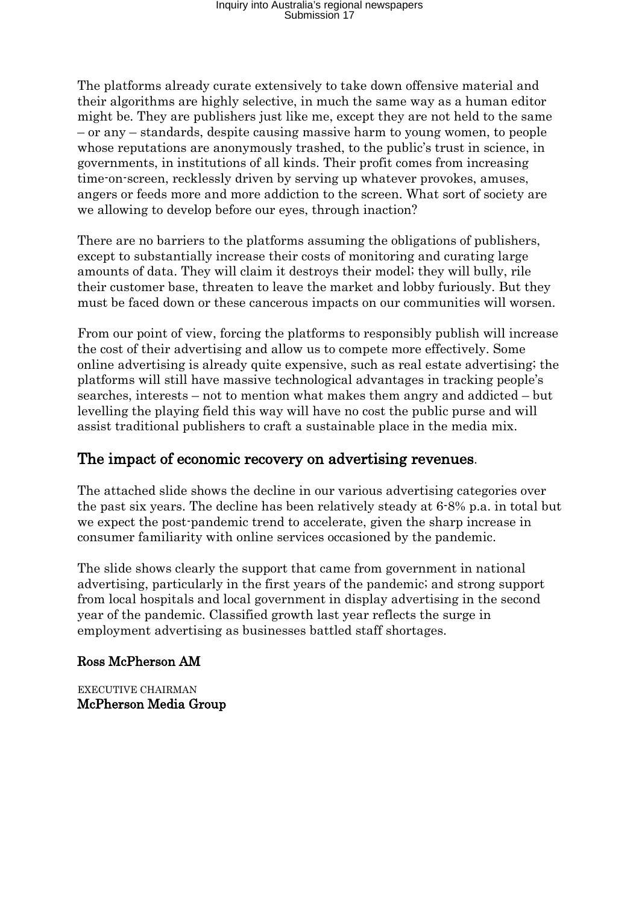The platforms already curate extensively to take down offensive material and their algorithms are highly selective, in much the same way as a human editor might be. They are publishers just like me, except they are not held to the same – or any – standards, despite causing massive harm to young women, to people whose reputations are anonymously trashed, to the public's trust in science, in governments, in institutions of all kinds. Their profit comes from increasing time-on-screen, recklessly driven by serving up whatever provokes, amuses, angers or feeds more and more addiction to the screen. What sort of society are we allowing to develop before our eyes, through inaction?

There are no barriers to the platforms assuming the obligations of publishers, except to substantially increase their costs of monitoring and curating large amounts of data. They will claim it destroys their model; they will bully, rile their customer base, threaten to leave the market and lobby furiously. But they must be faced down or these cancerous impacts on our communities will worsen.

From our point of view, forcing the platforms to responsibly publish will increase the cost of their advertising and allow us to compete more effectively. Some online advertising is already quite expensive, such as real estate advertising; the platforms will still have massive technological advantages in tracking people's searches, interests – not to mention what makes them angry and addicted – but levelling the playing field this way will have no cost the public purse and will assist traditional publishers to craft a sustainable place in the media mix.

## The impact of economic recovery on advertising revenues.

The attached slide shows the decline in our various advertising categories over the past six years. The decline has been relatively steady at 6-8% p.a. in total but we expect the post-pandemic trend to accelerate, given the sharp increase in consumer familiarity with online services occasioned by the pandemic.

The slide shows clearly the support that came from government in national advertising, particularly in the first years of the pandemic; and strong support from local hospitals and local government in display advertising in the second year of the pandemic. Classified growth last year reflects the surge in employment advertising as businesses battled staff shortages.

**Ross McPherson AM**

EXECUTIVE CHAIRMAN
**McPherson Media Group**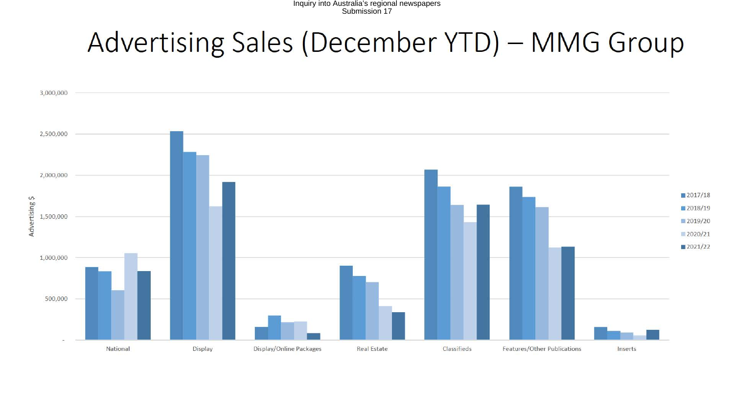# Advertising Sales (December YTD) – MMG Group

3,000,000
2,500,000
2,000,000
1,500,000
1,000,000
500,000
-

Advertising $

National
Display
Display/Online Packages
Real Estate
Classifieds
Features/Other Publications
Inserts

2017/18
2018/19
2019/20
2020/21
2021/22